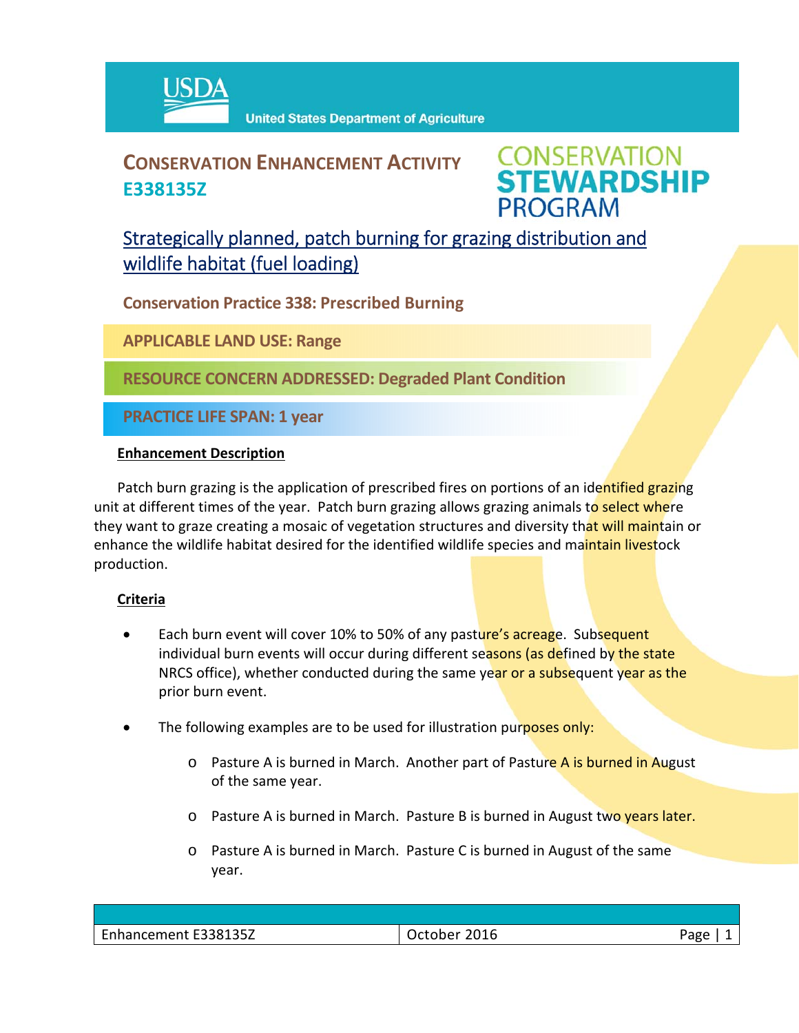USDA United States Department of Agriculture

# CONSERVATION ENHANCEMENT ACTIVITY E338135Z

CONSERVATION STEWARDSHIP PROGRAM

## Strategically planned, patch burning for grazing distribution and wildlife habitat (fuel loading)

**Conservation Practice 338: Prescribed Burning**

**APPLICABLE LAND USE: Range**

**RESOURCE CONCERN ADDRESSED: Degraded Plant Condition**

**PRACTICE LIFE SPAN: 1 year**

### Enhancement Description

Patch burn grazing is the application of prescribed fires on portions of an identified grazing unit at different times of the year. Patch burn grazing allows grazing animals to select where they want to graze creating a mosaic of vegetation structures and diversity that will maintain or enhance the wildlife habitat desired for the identified wildlife species and maintain livestock production.

### Criteria

- Each burn event will cover 10% to 50% of any pasture's acreage. Subsequent individual burn events will occur during different seasons (as defined by the state NRCS office), whether conducted during the same year or a subsequent year as the prior burn event.
- The following examples are to be used for illustration purposes only:
  - Pasture A is burned in March. Another part of Pasture A is burned in August of the same year.
  - Pasture A is burned in March. Pasture B is burned in August two years later.
  - Pasture A is burned in March. Pasture C is burned in August of the same year.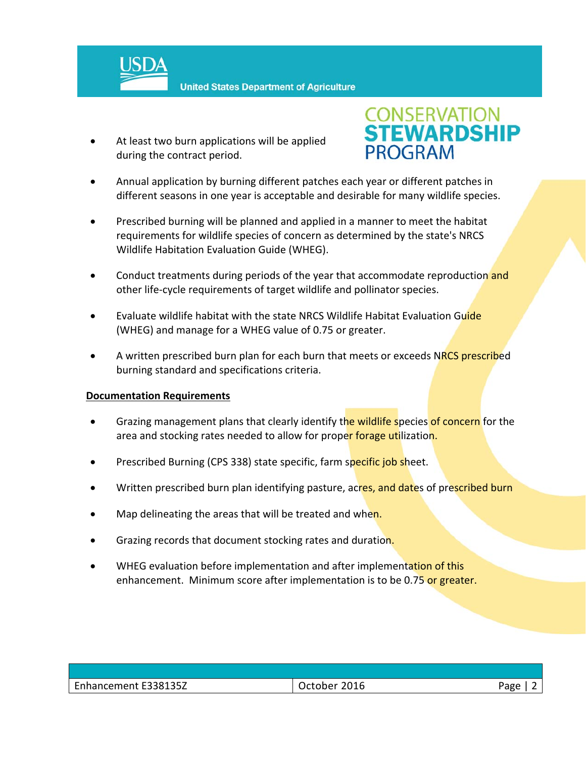- At least two burn applications will be applied during the contract period.
- Annual application by burning different patches each year or different patches in different seasons in one year is acceptable and desirable for many wildlife species.
- Prescribed burning will be planned and applied in a manner to meet the habitat requirements for wildlife species of concern as determined by the state's NRCS Wildlife Habitation Evaluation Guide (WHEG).
- Conduct treatments during periods of the year that accommodate reproduction and other life-cycle requirements of target wildlife and pollinator species.
- Evaluate wildlife habitat with the state NRCS Wildlife Habitat Evaluation Guide (WHEG) and manage for a WHEG value of 0.75 or greater.
- A written prescribed burn plan for each burn that meets or exceeds NRCS prescribed burning standard and specifications criteria.

**<u>Documentation Requirements</u>**

- Grazing management plans that clearly identify the wildlife species of concern for the area and stocking rates needed to allow for proper forage utilization.
- Prescribed Burning (CPS 338) state specific, farm specific job sheet.
- Written prescribed burn plan identifying pasture, acres, and dates of prescribed burn
- Map delineating the areas that will be treated and when.
- Grazing records that document stocking rates and duration.
- WHEG evaluation before implementation and after implementation of this enhancement. Minimum score after implementation is to be 0.75 or greater.